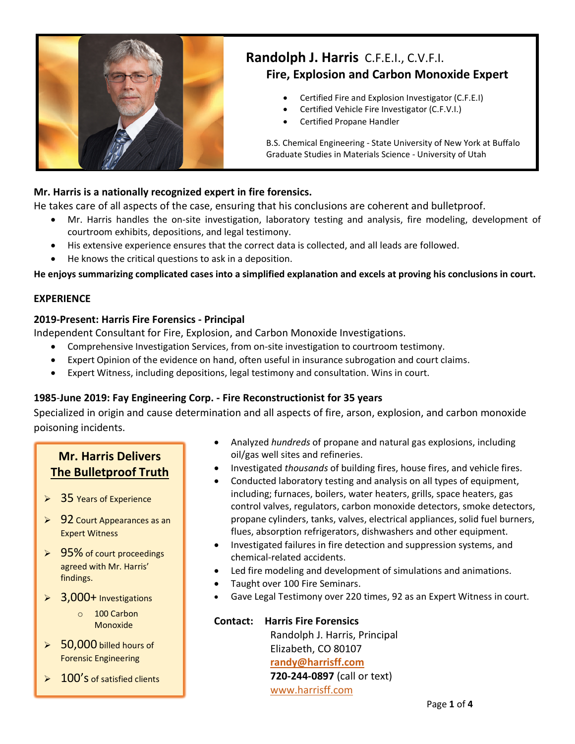# Randolph J. Harris C.F.E.I., C.V.F.I.

## Fire, Explosion and Carbon Monoxide Expert

- Certified Fire and Explosion Investigator (C.F.E.I)
- Certified Vehicle Fire Investigator (C.F.V.I.)
- Certified Propane Handler

B.S. Chemical Engineering - State University of New York at Buffalo
Graduate Studies in Materials Science - University of Utah

**Mr. Harris is a nationally recognized expert in fire forensics.**

He takes care of all aspects of the case, ensuring that his conclusions are coherent and bulletproof.

- Mr. Harris handles the on-site investigation, laboratory testing and analysis, fire modeling, development of courtroom exhibits, depositions, and legal testimony.
- His extensive experience ensures that the correct data is collected, and all leads are followed.
- He knows the critical questions to ask in a deposition.

**He enjoys summarizing complicated cases into a simplified explanation and excels at proving his conclusions in court.**

## EXPERIENCE

### 2019-Present: Harris Fire Forensics - Principal

Independent Consultant for Fire, Explosion, and Carbon Monoxide Investigations.

- Comprehensive Investigation Services, from on-site investigation to courtroom testimony.
- Expert Opinion of the evidence on hand, often useful in insurance subrogation and court claims.
- Expert Witness, including depositions, legal testimony and consultation. Wins in court.

### 1985-June 2019: Fay Engineering Corp. - Fire Reconstructionist for 35 years

Specialized in origin and cause determination and all aspects of fire, arson, explosion, and carbon monoxide poisoning incidents.

- Analyzed *hundreds* of propane and natural gas explosions, including oil/gas well sites and refineries.
- Investigated *thousands* of building fires, house fires, and vehicle fires.
- Conducted laboratory testing and analysis on all types of equipment, including; furnaces, boilers, water heaters, grills, space heaters, gas control valves, regulators, carbon monoxide detectors, smoke detectors, propane cylinders, tanks, valves, electrical appliances, solid fuel burners, flues, absorption refrigerators, dishwashers and other equipment.
- Investigated failures in fire detection and suppression systems, and chemical-related accidents.
- Led fire modeling and development of simulations and animations.
- Taught over 100 Fire Seminars.
- Gave Legal Testimony over 220 times, 92 as an Expert Witness in court.

### Mr. Harris Delivers The Bulletproof Truth

- 35 Years of Experience
- 92 Court Appearances as an Expert Witness
- 95% of court proceedings agreed with Mr. Harris' findings.
- 3,000+ Investigations
  - 100 Carbon Monoxide
- 50,000 billed hours of Forensic Engineering
- 100's of satisfied clients

**Contact:** **Harris Fire Forensics**
Randolph J. Harris, Principal
Elizabeth, CO 80107
**randy@harrisff.com**
**720-244-0897** (call or text)
www.harrisff.com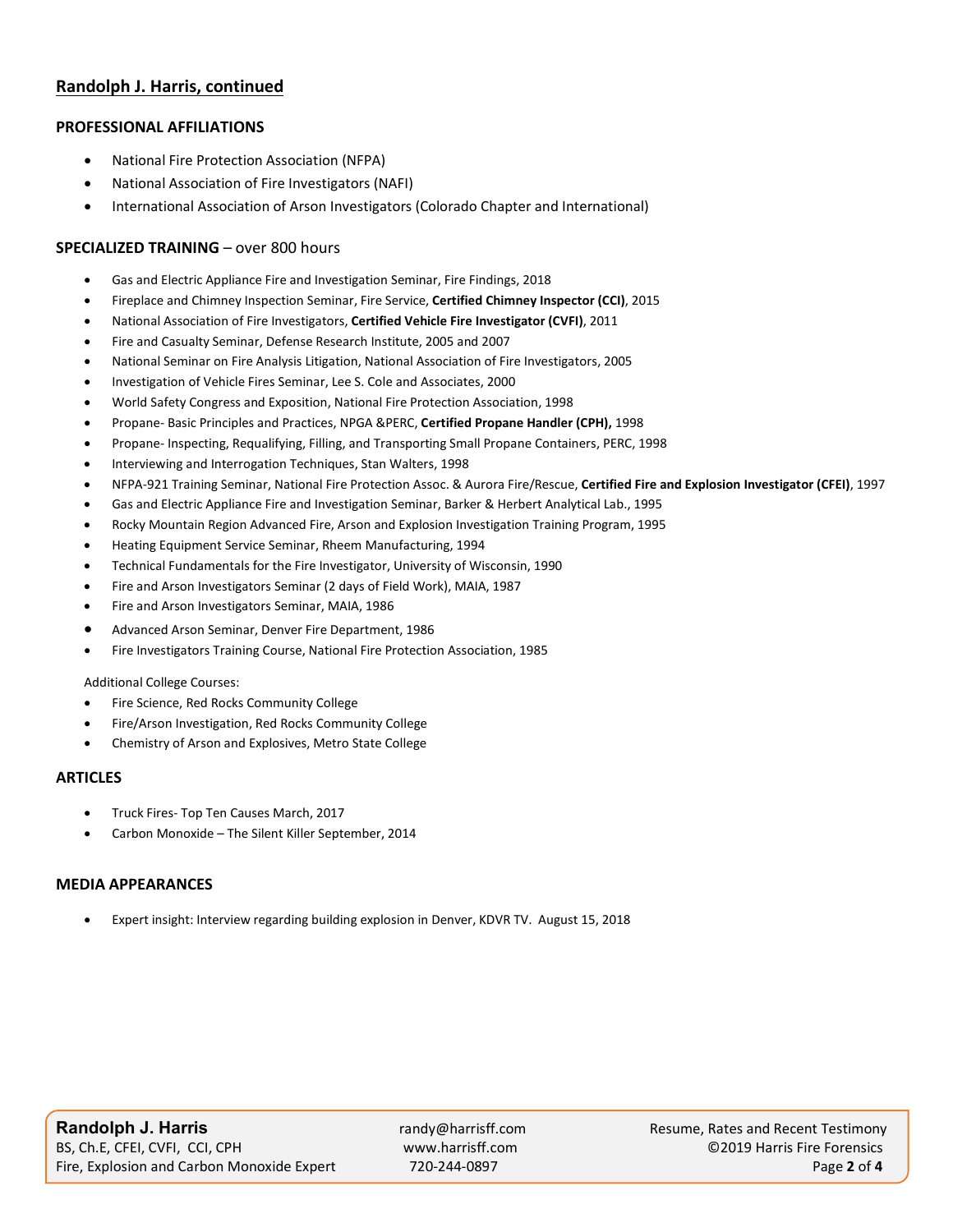## Randolph J. Harris, continued

### PROFESSIONAL AFFILIATIONS

- National Fire Protection Association (NFPA)
- National Association of Fire Investigators (NAFI)
- International Association of Arson Investigators (Colorado Chapter and International)

### SPECIALIZED TRAINING – over 800 hours

- Gas and Electric Appliance Fire and Investigation Seminar, Fire Findings, 2018
- Fireplace and Chimney Inspection Seminar, Fire Service, **Certified Chimney Inspector (CCI)**, 2015
- National Association of Fire Investigators, **Certified Vehicle Fire Investigator (CVFI)**, 2011
- Fire and Casualty Seminar, Defense Research Institute, 2005 and 2007
- National Seminar on Fire Analysis Litigation, National Association of Fire Investigators, 2005
- Investigation of Vehicle Fires Seminar, Lee S. Cole and Associates, 2000
- World Safety Congress and Exposition, National Fire Protection Association, 1998
- Propane- Basic Principles and Practices, NPGA &PERC, **Certified Propane Handler (CPH),** 1998
- Propane- Inspecting, Requalifying, Filling, and Transporting Small Propane Containers, PERC, 1998
- Interviewing and Interrogation Techniques, Stan Walters, 1998
- NFPA-921 Training Seminar, National Fire Protection Assoc. & Aurora Fire/Rescue, **Certified Fire and Explosion Investigator (CFEI)**, 1997
- Gas and Electric Appliance Fire and Investigation Seminar, Barker & Herbert Analytical Lab., 1995
- Rocky Mountain Region Advanced Fire, Arson and Explosion Investigation Training Program, 1995
- Heating Equipment Service Seminar, Rheem Manufacturing, 1994
- Technical Fundamentals for the Fire Investigator, University of Wisconsin, 1990
- Fire and Arson Investigators Seminar (2 days of Field Work), MAIA, 1987
- Fire and Arson Investigators Seminar, MAIA, 1986
- Advanced Arson Seminar, Denver Fire Department, 1986
- Fire Investigators Training Course, National Fire Protection Association, 1985

Additional College Courses:

- Fire Science, Red Rocks Community College
- Fire/Arson Investigation, Red Rocks Community College
- Chemistry of Arson and Explosives, Metro State College

### ARTICLES

- Truck Fires- Top Ten Causes March, 2017
- Carbon Monoxide – The Silent Killer September, 2014

### MEDIA APPEARANCES

- Expert insight: Interview regarding building explosion in Denver, KDVR TV. August 15, 2018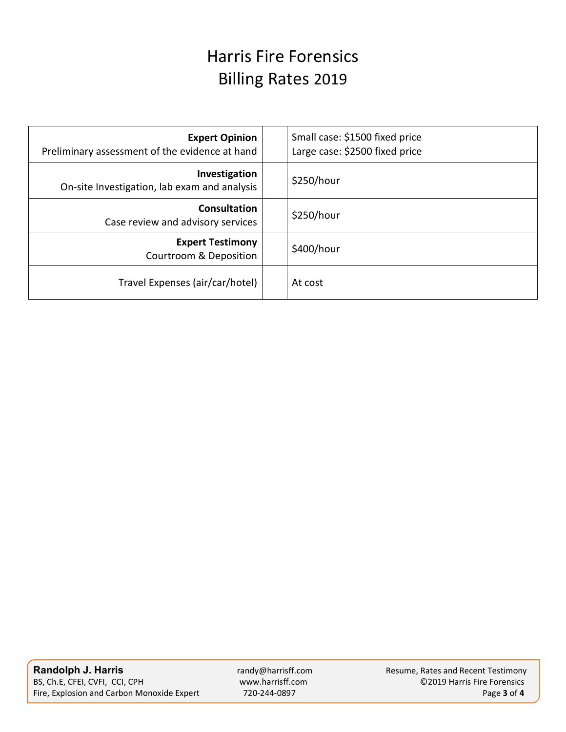# Harris Fire Forensics
# Billing Rates 2019

| Service | | Rate |
|---|---|---|
| **Expert Opinion**<br>Preliminary assessment of the evidence at hand | | Small case: $1500 fixed price<br>Large case: $2500 fixed price |
| **Investigation**<br>On-site Investigation, lab exam and analysis | | $250/hour |
| **Consultation**<br>Case review and advisory services | | $250/hour |
| **Expert Testimony**<br>Courtroom & Deposition | | $400/hour |
| Travel Expenses (air/car/hotel) | | At cost |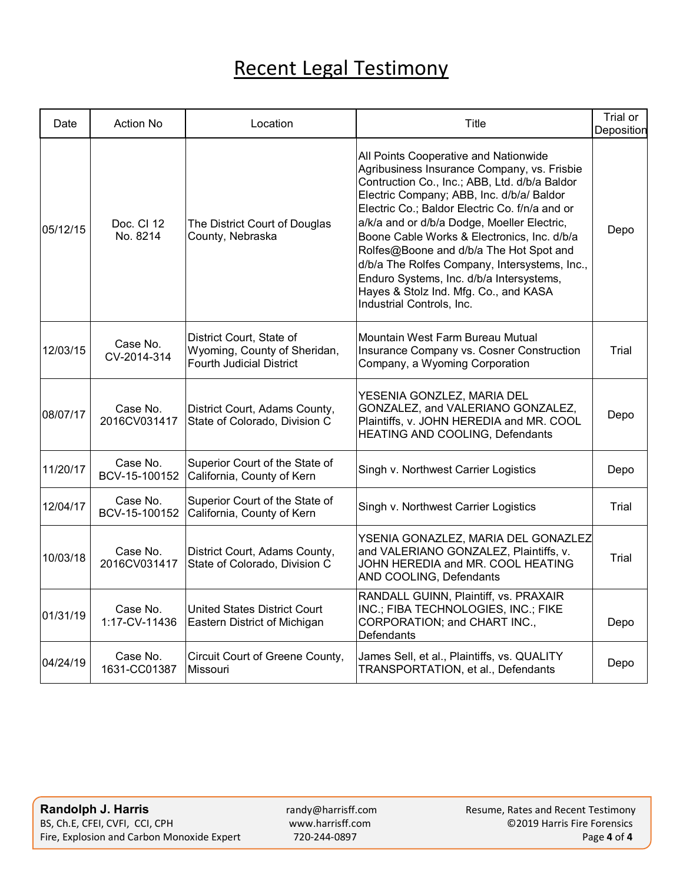# Recent Legal Testimony

| Date | Action No | Location | Title | Trial or Deposition |
|---|---|---|---|---|
| 05/12/15 | Doc. CI 12 No. 8214 | The District Court of Douglas County, Nebraska | All Points Cooperative and Nationwide Agribusiness Insurance Company, vs. Frisbie Contruction Co., Inc.; ABB, Ltd. d/b/a Baldor Electric Company; ABB, Inc. d/b/a/ Baldor Electric Co.; Baldor Electric Co. f/n/a and or a/k/a and or d/b/a Dodge, Moeller Electric, Boone Cable Works & Electronics, Inc. d/b/a Rolfes@Boone and d/b/a The Hot Spot and d/b/a The Rolfes Company, Intersystems, Inc., Enduro Systems, Inc. d/b/a Intersystems, Hayes & Stolz Ind. Mfg. Co., and KASA Industrial Controls, Inc. | Depo |
| 12/03/15 | Case No. CV-2014-314 | District Court, State of Wyoming, County of Sheridan, Fourth Judicial District | Mountain West Farm Bureau Mutual Insurance Company vs. Cosner Construction Company, a Wyoming Corporation | Trial |
| 08/07/17 | Case No. 2016CV031417 | District Court, Adams County, State of Colorado, Division C | YESENIA GONZLEZ, MARIA DEL GONZALEZ, and VALERIANO GONZALEZ, Plaintiffs, v. JOHN HEREDIA and MR. COOL HEATING AND COOLING, Defendants | Depo |
| 11/20/17 | Case No. BCV-15-100152 | Superior Court of the State of California, County of Kern | Singh v. Northwest Carrier Logistics | Depo |
| 12/04/17 | Case No. BCV-15-100152 | Superior Court of the State of California, County of Kern | Singh v. Northwest Carrier Logistics | Trial |
| 10/03/18 | Case No. 2016CV031417 | District Court, Adams County, State of Colorado, Division C | YSENIA GONAZLEZ, MARIA DEL GONAZLEZ and VALERIANO GONZALEZ, Plaintiffs, v. JOHN HEREDIA and MR. COOL HEATING AND COOLING, Defendants | Trial |
| 01/31/19 | Case No. 1:17-CV-11436 | United States District Court Eastern District of Michigan | RANDALL GUINN, Plaintiff, vs. PRAXAIR INC.; FIBA TECHNOLOGIES, INC.; FIKE CORPORATION; and CHART INC., Defendants | Depo |
| 04/24/19 | Case No. 1631-CC01387 | Circuit Court of Greene County, Missouri | James Sell, et al., Plaintiffs, vs. QUALITY TRANSPORTATION, et al., Defendants | Depo |

**Randolph J. Harris**
BS, Ch.E, CFEI, CVFI, CCI, CPH
Fire, Explosion and Carbon Monoxide Expert

randy@harrisff.com
www.harrisff.com
720-244-0897

Resume, Rates and Recent Testimony
©2019 Harris Fire Forensics